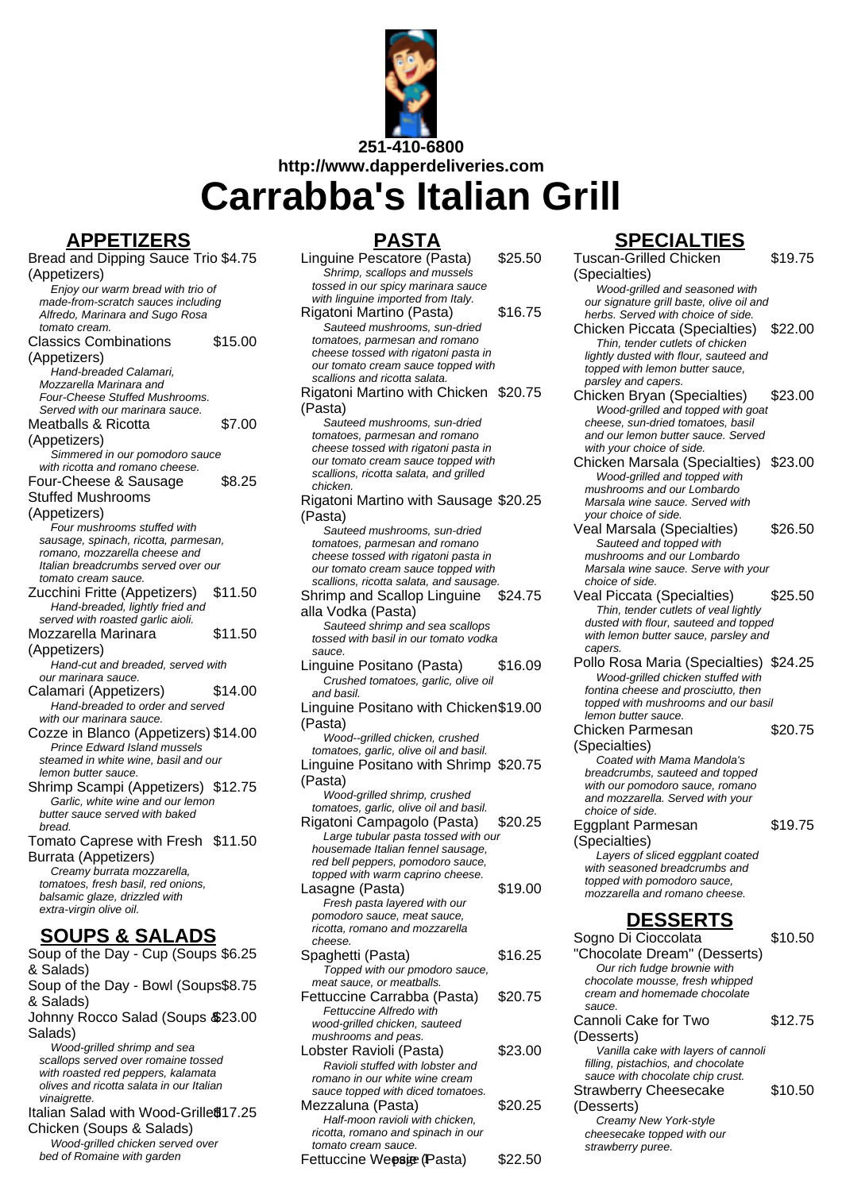251-410-6800
http://www.dapperdeliveries.com

# Carrabba's Italian Grill

## APPETIZERS

Bread and Dipping Sauce Trio (Appetizers) $4.75
*Enjoy our warm bread with trio of made-from-scratch sauces including Alfredo, Marinara and Sugo Rosa tomato cream.*

Classics Combinations (Appetizers) $15.00
*Hand-breaded Calamari, Mozzarella Marinara and Four-Cheese Stuffed Mushrooms. Served with our marinara sauce.*

Meatballs & Ricotta (Appetizers) $7.00
*Simmered in our pomodoro sauce with ricotta and romano cheese.*

Four-Cheese & Sausage Stuffed Mushrooms (Appetizers) $8.25
*Four mushrooms stuffed with sausage, spinach, ricotta, parmesan, romano, mozzarella cheese and Italian breadcrumbs served over our tomato cream sauce.*

Zucchini Fritte (Appetizers) $11.50
*Hand-breaded, lightly fried and served with roasted garlic aioli.*

Mozzarella Marinara (Appetizers) $11.50
*Hand-cut and breaded, served with our marinara sauce.*

Calamari (Appetizers) $14.00
*Hand-breaded to order and served with our marinara sauce.*

Cozze in Blanco (Appetizers) $14.00
*Prince Edward Island mussels steamed in white wine, basil and our lemon butter sauce.*

Shrimp Scampi (Appetizers) $12.75
*Garlic, white wine and our lemon butter sauce served with baked bread.*

Tomato Caprese with Fresh Burrata (Appetizers) $11.50
*Creamy burrata mozzarella, tomatoes, fresh basil, red onions, balsamic glaze, drizzled with extra-virgin olive oil.*

## SOUPS & SALADS

Soup of the Day - Cup (Soups & Salads) $6.25

Soup of the Day - Bowl (Soups & Salads) $8.75

Johnny Rocco Salad (Soups & Salads) $23.00
*Wood-grilled shrimp and sea scallops served over romaine tossed with roasted red peppers, kalamata olives and ricotta salata in our Italian vinaigrette.*

Italian Salad with Wood-Grilled Chicken (Soups & Salads) $17.25
*Wood-grilled chicken served over bed of Romaine with garden*

## PASTA

Linguine Pescatore (Pasta) $25.50
*Shrimp, scallops and mussels tossed in our spicy marinara sauce with linguine imported from Italy.*

Rigatoni Martino (Pasta) $16.75
*Sauteed mushrooms, sun-dried tomatoes, parmesan and romano cheese tossed with rigatoni pasta in our tomato cream sauce topped with scallions and ricotta salata.*

Rigatoni Martino with Chicken (Pasta) $20.75
*Sauteed mushrooms, sun-dried tomatoes, parmesan and romano cheese tossed with rigatoni pasta in our tomato cream sauce topped with scallions, ricotta salata, and grilled chicken.*

Rigatoni Martino with Sausage (Pasta) $20.25
*Sauteed mushrooms, sun-dried tomatoes, parmesan and romano cheese tossed with rigatoni pasta in our tomato cream sauce topped with scallions, ricotta salata, and sausage.*

Shrimp and Scallop Linguine alla Vodka (Pasta) $24.75
*Sauteed shrimp and sea scallops tossed with basil in our tomato vodka sauce.*

Linguine Positano (Pasta) $16.09
*Crushed tomatoes, garlic, olive oil and basil.*

Linguine Positano with Chicken (Pasta) $19.00
*Wood--grilled chicken, crushed tomatoes, garlic, olive oil and basil.*

Linguine Positano with Shrimp (Pasta) $20.75
*Wood-grilled shrimp, crushed tomatoes, garlic, olive oil and basil.*

Rigatoni Campagolo (Pasta) $20.25
*Large tubular pasta tossed with our housemade Italian fennel sausage, red bell peppers, pomodoro sauce, topped with warm caprino cheese.*

Lasagne (Pasta) $19.00
*Fresh pasta layered with our pomodoro sauce, meat sauce, ricotta, romano and mozzarella cheese.*

Spaghetti (Pasta) $16.25
*Topped with our pmodoro sauce, meat sauce, or meatballs.*

Fettuccine Carrabba (Pasta) $20.75
*Fettuccine Alfredo with wood-grilled chicken, sauteed mushrooms and peas.*

Lobster Ravioli (Pasta) $23.00
*Ravioli stuffed with lobster and romano in our white wine cream sauce topped with diced tomatoes.*

Mezzaluna (Pasta) $20.25
*Half-moon ravioli with chicken, ricotta, romano and spinach in our tomato cream sauce.*

Fettuccine Weesie (Pasta) $22.50

## SPECIALTIES

Tuscan-Grilled Chicken (Specialties) $19.75
*Wood-grilled and seasoned with our signature grill baste, olive oil and herbs. Served with choice of side.*

Chicken Piccata (Specialties) $22.00
*Thin, tender cutlets of chicken lightly dusted with flour, sauteed and topped with lemon butter sauce, parsley and capers.*

Chicken Bryan (Specialties) $23.00
*Wood-grilled and topped with goat cheese, sun-dried tomatoes, basil and our lemon butter sauce. Served with your choice of side.*

Chicken Marsala (Specialties) $23.00
*Wood-grilled and topped with mushrooms and our Lombardo Marsala wine sauce. Served with your choice of side.*

Veal Marsala (Specialties) $26.50
*Sauteed and topped with mushrooms and our Lombardo Marsala wine sauce. Serve with your choice of side.*

Veal Piccata (Specialties) $25.50
*Thin, tender cutlets of veal lightly dusted with flour, sauteed and topped with lemon butter sauce, parsley and capers.*

Pollo Rosa Maria (Specialties) $24.25
*Wood-grilled chicken stuffed with fontina cheese and prosciutto, then topped with mushrooms and our basil lemon butter sauce.*

Chicken Parmesan (Specialties) $20.75
*Coated with Mama Mandola's breadcrumbs, sauteed and topped with our pomodoro sauce, romano and mozzarella. Served with your choice of side.*

Eggplant Parmesan (Specialties) $19.75
*Layers of sliced eggplant coated with seasoned breadcrumbs and topped with pomodoro sauce, mozzarella and romano cheese.*

## DESSERTS

Sogno Di Cioccolata "Chocolate Dream" (Desserts) $10.50
*Our rich fudge brownie with chocolate mousse, fresh whipped cream and homemade chocolate sauce.*

Cannoli Cake for Two (Desserts) $12.75
*Vanilla cake with layers of cannoli filling, pistachios, and chocolate sauce with chocolate chip crust.*

Strawberry Cheesecake (Desserts) $10.50
*Creamy New York-style cheesecake topped with our strawberry puree.*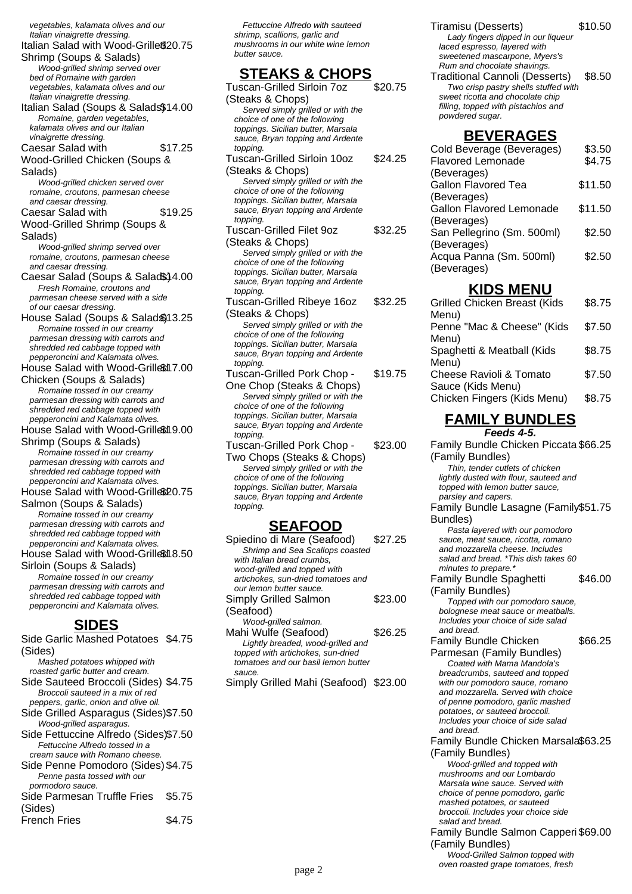*vegetables, kalamata olives and our Italian vinaigrette dressing.*

Italian Salad with Wood-Grilled Shrimp (Soups & Salads) $20.75

*Wood-grilled shrimp served over bed of Romaine with garden vegetables, kalamata olives and our Italian vinaigrette dressing.*

Italian Salad (Soups & Salads) $14.00

*Romaine, garden vegetables, kalamata olives and our Italian vinaigrette dressing.*

Caesar Salad with Wood-Grilled Chicken (Soups & Salads) $17.25

*Wood-grilled chicken served over romaine, croutons, parmesan cheese and caesar dressing.*

Caesar Salad with Wood-Grilled Shrimp (Soups & Salads) $19.25

*Wood-grilled shrimp served over romaine, croutons, parmesan cheese and caesar dressing.*

Caesar Salad (Soups & Salads) $14.00

*Fresh Romaine, croutons and parmesan cheese served with a side of our caesar dressing.*

House Salad (Soups & Salads) $13.25

*Romaine tossed in our creamy parmesan dressing with carrots and shredded red cabbage topped with pepperoncini and Kalamata olives.*

House Salad with Wood-Grilled Chicken (Soups & Salads) $17.00

*Romaine tossed in our creamy parmesan dressing with carrots and shredded red cabbage topped with pepperoncini and Kalamata olives.*

House Salad with Wood-Grilled Shrimp (Soups & Salads) $19.00

*Romaine tossed in our creamy parmesan dressing with carrots and shredded red cabbage topped with pepperoncini and Kalamata olives.*

House Salad with Wood-Grilled Salmon (Soups & Salads) $20.75

*Romaine tossed in our creamy parmesan dressing with carrots and shredded red cabbage topped with pepperoncini and Kalamata olives.*

House Salad with Wood-Grilled Sirloin (Soups & Salads) $18.50

*Romaine tossed in our creamy parmesan dressing with carrots and shredded red cabbage topped with pepperoncini and Kalamata olives.*

## SIDES

Side Garlic Mashed Potatoes (Sides) $4.75

*Mashed potatoes whipped with roasted garlic butter and cream.*

Side Sauteed Broccoli (Sides) $4.75

*Broccoli sauteed in a mix of red peppers, garlic, onion and olive oil.*

Side Grilled Asparagus (Sides) $7.50

*Wood-grilled asparagus.*

Side Fettuccine Alfredo (Sides) $7.50

*Fettuccine Alfredo tossed in a cream sauce with Romano cheese.*

Side Penne Pomodoro (Sides) $4.75

*Penne pasta tossed with our pormodoro sauce.*

Side Parmesan Truffle Fries (Sides) $5.75

French Fries $4.75

*Fettuccine Alfredo with sauteed shrimp, scallions, garlic and mushrooms in our white wine lemon butter sauce.*

## STEAKS & CHOPS

Tuscan-Grilled Sirloin 7oz (Steaks & Chops) $20.75

*Served simply grilled or with the choice of one of the following toppings. Sicilian butter, Marsala sauce, Bryan topping and Ardente topping.*

Tuscan-Grilled Sirloin 10oz (Steaks & Chops) $24.25

*Served simply grilled or with the choice of one of the following toppings. Sicilian butter, Marsala sauce, Bryan topping and Ardente topping.*

Tuscan-Grilled Filet 9oz (Steaks & Chops) $32.25

*Served simply grilled or with the choice of one of the following toppings. Sicilian butter, Marsala sauce, Bryan topping and Ardente topping.*

Tuscan-Grilled Ribeye 16oz (Steaks & Chops) $32.25

*Served simply grilled or with the choice of one of the following toppings. Sicilian butter, Marsala sauce, Bryan topping and Ardente topping.*

Tuscan-Grilled Pork Chop - One Chop (Steaks & Chops) $19.75

*Served simply grilled or with the choice of one of the following toppings. Sicilian butter, Marsala sauce, Bryan topping and Ardente topping.*

Tuscan-Grilled Pork Chop - Two Chops (Steaks & Chops) $23.00

*Served simply grilled or with the choice of one of the following toppings. Sicilian butter, Marsala sauce, Bryan topping and Ardente topping.*

## SEAFOOD

Spiedino di Mare (Seafood) $27.25

*Shrimp and Sea Scallops coasted with Italian bread crumbs, wood-grilled and topped with artichokes, sun-dried tomatoes and our lemon butter sauce.*

Simply Grilled Salmon (Seafood) $23.00

*Wood-grilled salmon.*

Mahi Wulfe (Seafood) $26.25

*Lightly breaded, wood-grilled and topped with artichokes, sun-dried tomatoes and our basil lemon butter sauce.*

Simply Grilled Mahi (Seafood) $23.00

Tiramisu (Desserts) $10.50

*Lady fingers dipped in our liqueur laced espresso, layered with sweetened mascarpone, Myers's Rum and chocolate shavings.*

Traditional Cannoli (Desserts) $8.50

*Two crisp pastry shells stuffed with sweet ricotta and chocolate chip filling, topped with pistachios and powdered sugar.*

## BEVERAGES

Cold Beverage (Beverages) $3.50

Flavored Lemonade (Beverages) $4.75

Gallon Flavored Tea (Beverages) $11.50

Gallon Flavored Lemonade (Beverages) $11.50

San Pellegrino (Sm. 500ml) (Beverages) $2.50

Acqua Panna (Sm. 500ml) (Beverages) $2.50

## KIDS MENU

Grilled Chicken Breast (Kids Menu) $8.75

Penne "Mac & Cheese" (Kids Menu) $7.50

Spaghetti & Meatball (Kids Menu) $8.75

Cheese Ravioli & Tomato Sauce (Kids Menu) $7.50

Chicken Fingers (Kids Menu) $8.75

## FAMILY BUNDLES

***Feeds 4-5.***

Family Bundle Chicken Piccata (Family Bundles) $66.25

*Thin, tender cutlets of chicken lightly dusted with flour, sauteed and topped with lemon butter sauce, parsley and capers.*

Family Bundle Lasagne (Family Bundles) $51.75

*Pasta layered with our pomodoro sauce, meat sauce, ricotta, romano and mozzarella cheese. Includes salad and bread. *This dish takes 60 minutes to prepare.**

Family Bundle Spaghetti (Family Bundles) $46.00

*Topped with our pomodoro sauce, bolognese meat sauce or meatballs. Includes your choice of side salad and bread.*

Family Bundle Chicken Parmesan (Family Bundles) $66.25

*Coated with Mama Mandola's breadcrumbs, sauteed and topped with our pomodoro sauce, romano and mozzarella. Served with choice of penne pomodoro, garlic mashed potatoes, or sauteed broccoli. Includes your choice of side salad and bread.*

Family Bundle Chicken Marsala (Family Bundles) $63.25

*Wood-grilled and topped with mushrooms and our Lombardo Marsala wine sauce. Served with choice of penne pomodoro, garlic mashed potatoes, or sauteed broccoli. Includes your choice side salad and bread.*

Family Bundle Salmon Capperi (Family Bundles) $69.00

*Wood-Grilled Salmon topped with oven roasted grape tomatoes, fresh*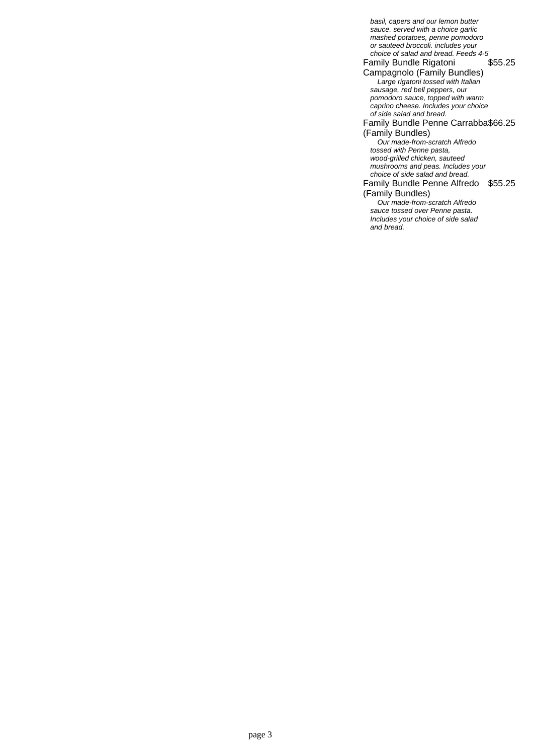*basil, capers and our lemon butter sauce. served with a choice garlic mashed potatoes, penne pomodoro or sauteed broccoli. includes your choice of salad and bread. Feeds 4-5*

Family Bundle Rigatoni Campagnolo (Family Bundles) $55.25

*Large rigatoni tossed with Italian sausage, red bell peppers, our pomodoro sauce, topped with warm caprino cheese. Includes your choice of side salad and bread.*

Family Bundle Penne Carrabba (Family Bundles) $66.25

*Our made-from-scratch Alfredo tossed with Penne pasta, wood-grilled chicken, sauteed mushrooms and peas. Includes your choice of side salad and bread.*

Family Bundle Penne Alfredo (Family Bundles) $55.25

*Our made-from-scratch Alfredo sauce tossed over Penne pasta. Includes your choice of side salad and bread.*